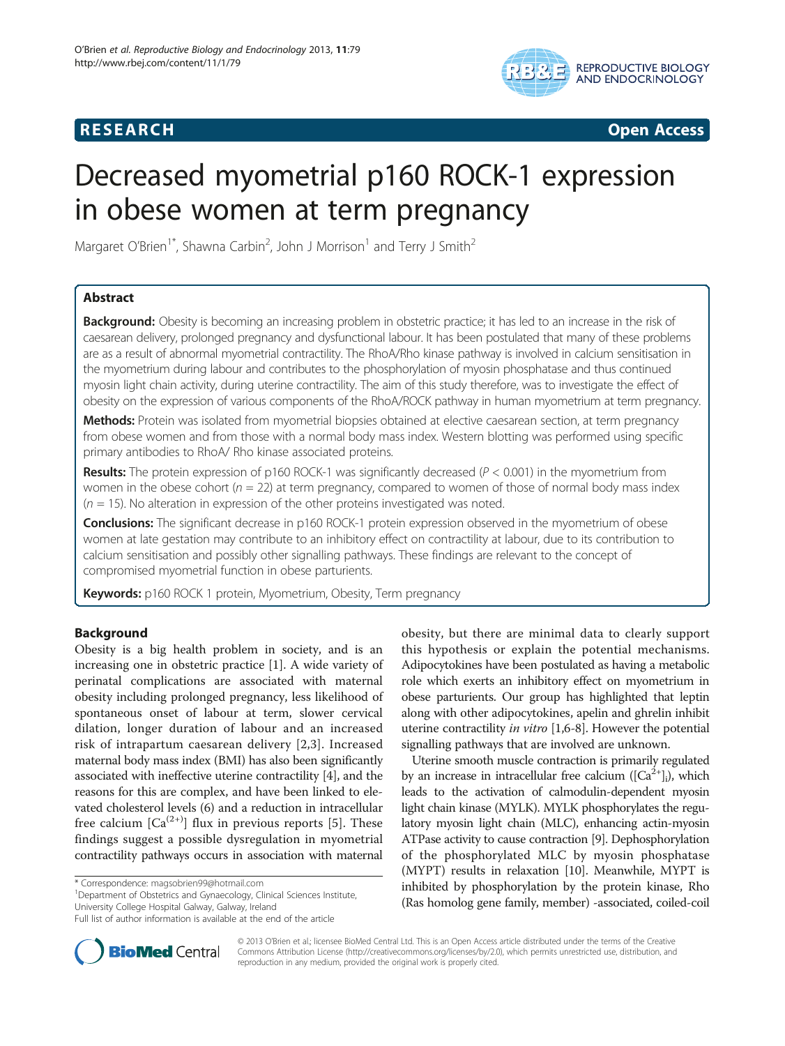**RESEARCH** **Open Access**

# Decreased myometrial p160 ROCK-1 expression in obese women at term pregnancy

Margaret O'Brien[1*], Shawna Carbin[2], John J Morrison[1] and Terry J Smith[2]

## Abstract

**Background:** Obesity is becoming an increasing problem in obstetric practice; it has led to an increase in the risk of caesarean delivery, prolonged pregnancy and dysfunctional labour. It has been postulated that many of these problems are as a result of abnormal myometrial contractility. The RhoA/Rho kinase pathway is involved in calcium sensitisation in the myometrium during labour and contributes to the phosphorylation of myosin phosphatase and thus continued myosin light chain activity, during uterine contractility. The aim of this study therefore, was to investigate the effect of obesity on the expression of various components of the RhoA/ROCK pathway in human myometrium at term pregnancy.

**Methods:** Protein was isolated from myometrial biopsies obtained at elective caesarean section, at term pregnancy from obese women and from those with a normal body mass index. Western blotting was performed using specific primary antibodies to RhoA/ Rho kinase associated proteins.

**Results:** The protein expression of p160 ROCK-1 was significantly decreased ($P < 0.001$) in the myometrium from women in the obese cohort ($n = 22$) at term pregnancy, compared to women of those of normal body mass index ($n = 15$). No alteration in expression of the other proteins investigated was noted.

**Conclusions:** The significant decrease in p160 ROCK-1 protein expression observed in the myometrium of obese women at late gestation may contribute to an inhibitory effect on contractility at labour, due to its contribution to calcium sensitisation and possibly other signalling pathways. These findings are relevant to the concept of compromised myometrial function in obese parturients.

**Keywords:** p160 ROCK 1 protein, Myometrium, Obesity, Term pregnancy

## Background

Obesity is a big health problem in society, and is an increasing one in obstetric practice [1]. A wide variety of perinatal complications are associated with maternal obesity including prolonged pregnancy, less likelihood of spontaneous onset of labour at term, slower cervical dilation, longer duration of labour and an increased risk of intrapartum caesarean delivery [2,3]. Increased maternal body mass index (BMI) has also been significantly associated with ineffective uterine contractility [4], and the reasons for this are complex, and have been linked to elevated cholesterol levels (6) and a reduction in intracellular free calcium $[Ca^{(2+)}]$ flux in previous reports [5]. These findings suggest a possible dysregulation in myometrial contractility pathways occurs in association with maternal obesity, but there are minimal data to clearly support this hypothesis or explain the potential mechanisms. Adipocytokines have been postulated as having a metabolic role which exerts an inhibitory effect on myometrium in obese parturients. Our group has highlighted that leptin along with other adipocytokines, apelin and ghrelin inhibit uterine contractility *in vitro* [1,6-8]. However the potential signalling pathways that are involved are unknown.

Uterine smooth muscle contraction is primarily regulated by an increase in intracellular free calcium ($[Ca^{2+}]_i$), which leads to the activation of calmodulin-dependent myosin light chain kinase (MYLK). MYLK phosphorylates the regulatory myosin light chain (MLC), enhancing actin-myosin ATPase activity to cause contraction [9]. Dephosphorylation of the phosphorylated MLC by myosin phosphatase (MYPT) results in relaxation [10]. Meanwhile, MYPT is inhibited by phosphorylation by the protein kinase, Rho (Ras homolog gene family, member) -associated, coiled-coil

\* Correspondence: magsobrien99@hotmail.com
[1]Department of Obstetrics and Gynaecology, Clinical Sciences Institute, University College Hospital Galway, Galway, Ireland
Full list of author information is available at the end of the article

© 2013 O'Brien et al.; licensee BioMed Central Ltd. This is an Open Access article distributed under the terms of the Creative Commons Attribution License (http://creativecommons.org/licenses/by/2.0), which permits unrestricted use, distribution, and reproduction in any medium, provided the original work is properly cited.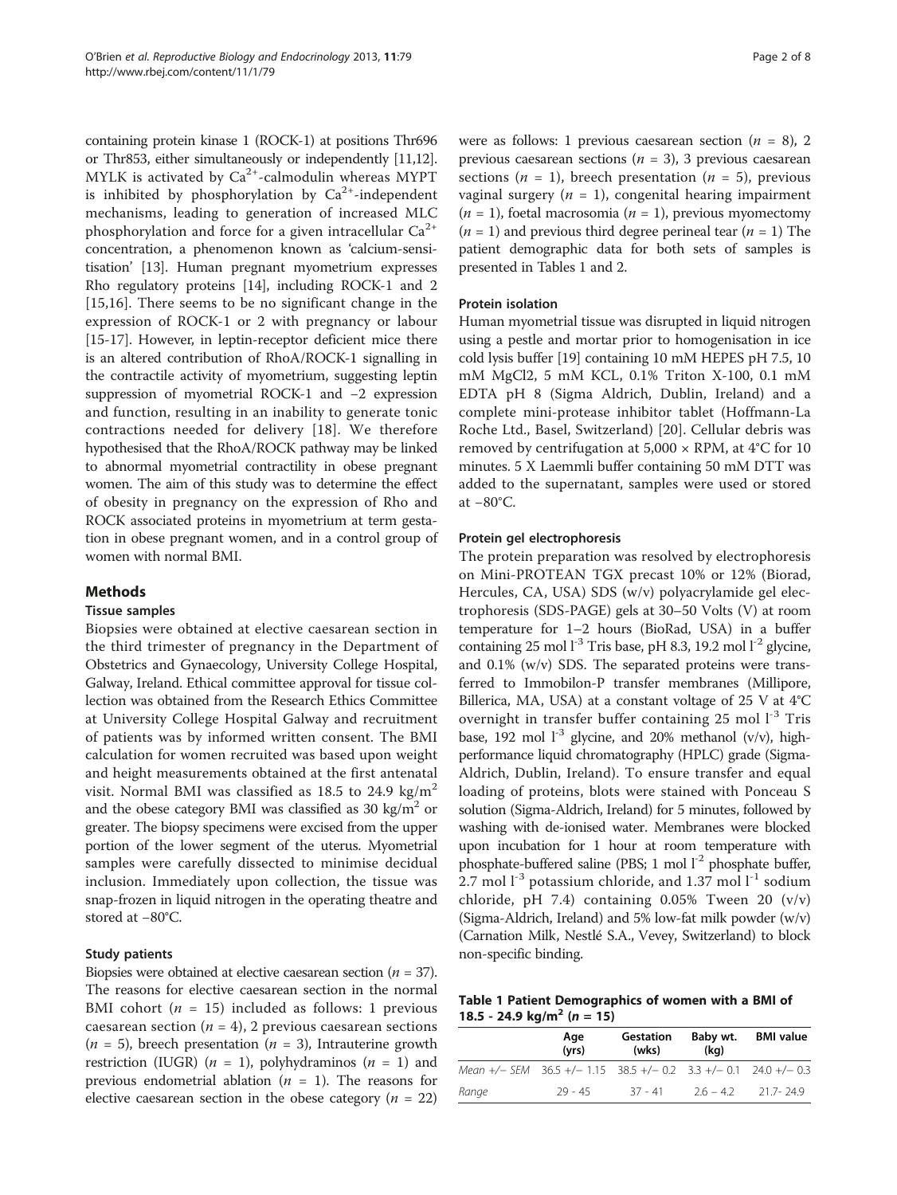containing protein kinase 1 (ROCK-1) at positions Thr696 or Thr853, either simultaneously or independently [11,12]. MYLK is activated by $Ca^{2+}$-calmodulin whereas MYPT is inhibited by phosphorylation by $Ca^{2+}$-independent mechanisms, leading to generation of increased MLC phosphorylation and force for a given intracellular $Ca^{2+}$ concentration, a phenomenon known as 'calcium-sensitisation' [13]. Human pregnant myometrium expresses Rho regulatory proteins [14], including ROCK-1 and 2 [15,16]. There seems to be no significant change in the expression of ROCK-1 or 2 with pregnancy or labour [15-17]. However, in leptin-receptor deficient mice there is an altered contribution of RhoA/ROCK-1 signalling in the contractile activity of myometrium, suggesting leptin suppression of myometrial ROCK-1 and −2 expression and function, resulting in an inability to generate tonic contractions needed for delivery [18]. We therefore hypothesised that the RhoA/ROCK pathway may be linked to abnormal myometrial contractility in obese pregnant women. The aim of this study was to determine the effect of obesity in pregnancy on the expression of Rho and ROCK associated proteins in myometrium at term gestation in obese pregnant women, and in a control group of women with normal BMI.

## Methods

### Tissue samples

Biopsies were obtained at elective caesarean section in the third trimester of pregnancy in the Department of Obstetrics and Gynaecology, University College Hospital, Galway, Ireland. Ethical committee approval for tissue collection was obtained from the Research Ethics Committee at University College Hospital Galway and recruitment of patients was by informed written consent. The BMI calculation for women recruited was based upon weight and height measurements obtained at the first antenatal visit. Normal BMI was classified as 18.5 to 24.9 $kg/m^2$ and the obese category BMI was classified as 30 $kg/m^2$ or greater. The biopsy specimens were excised from the upper portion of the lower segment of the uterus. Myometrial samples were carefully dissected to minimise decidual inclusion. Immediately upon collection, the tissue was snap-frozen in liquid nitrogen in the operating theatre and stored at −80°C.

### Study patients

Biopsies were obtained at elective caesarean section ($n$ = 37). The reasons for elective caesarean section in the normal BMI cohort ($n$ = 15) included as follows: 1 previous caesarean section ($n$ = 4), 2 previous caesarean sections ($n$ = 5), breech presentation ($n$ = 3), Intrauterine growth restriction (IUGR) ($n$ = 1), polyhydraminos ($n$ = 1) and previous endometrial ablation ($n$ = 1). The reasons for elective caesarean section in the obese category ($n$ = 22) were as follows: 1 previous caesarean section ($n$ = 8), 2 previous caesarean sections ($n$ = 3), 3 previous caesarean sections ($n$ = 1), breech presentation ($n$ = 5), previous vaginal surgery ($n$ = 1), congenital hearing impairment ($n$ = 1), foetal macrosomia ($n$ = 1), previous myomectomy ($n$ = 1) and previous third degree perineal tear ($n$ = 1) The patient demographic data for both sets of samples is presented in Tables 1 and 2.

### Protein isolation

Human myometrial tissue was disrupted in liquid nitrogen using a pestle and mortar prior to homogenisation in ice cold lysis buffer [19] containing 10 mM HEPES pH 7.5, 10 mM MgCl2, 5 mM KCL, 0.1% Triton X-100, 0.1 mM EDTA pH 8 (Sigma Aldrich, Dublin, Ireland) and a complete mini-protease inhibitor tablet (Hoffmann-La Roche Ltd., Basel, Switzerland) [20]. Cellular debris was removed by centrifugation at 5,000 × RPM, at 4°C for 10 minutes. 5 X Laemmli buffer containing 50 mM DTT was added to the supernatant, samples were used or stored at −80°C.

### Protein gel electrophoresis

The protein preparation was resolved by electrophoresis on Mini-PROTEAN TGX precast 10% or 12% (Biorad, Hercules, CA, USA) SDS (w/v) polyacrylamide gel electrophoresis (SDS-PAGE) gels at 30–50 Volts (V) at room temperature for 1–2 hours (BioRad, USA) in a buffer containing 25 mol $l^{-3}$ Tris base, pH 8.3, 19.2 mol $l^{-2}$ glycine, and 0.1% (w/v) SDS. The separated proteins were transferred to Immobilon-P transfer membranes (Millipore, Billerica, MA, USA) at a constant voltage of 25 V at 4°C overnight in transfer buffer containing 25 mol $l^{-3}$ Tris base, 192 mol $l^{-3}$ glycine, and 20% methanol (v/v), high-performance liquid chromatography (HPLC) grade (Sigma-Aldrich, Dublin, Ireland). To ensure transfer and equal loading of proteins, blots were stained with Ponceau S solution (Sigma-Aldrich, Ireland) for 5 minutes, followed by washing with de-ionised water. Membranes were blocked upon incubation for 1 hour at room temperature with phosphate-buffered saline (PBS; 1 mol $l^{-2}$ phosphate buffer, 2.7 mol $l^{-3}$ potassium chloride, and 1.37 mol $l^{-1}$ sodium chloride, pH 7.4) containing 0.05% Tween 20 (v/v) (Sigma-Aldrich, Ireland) and 5% low-fat milk powder (w/v) (Carnation Milk, Nestlé S.A., Vevey, Switzerland) to block non-specific binding.

**Table 1 Patient Demographics of women with a BMI of 18.5 - 24.9 kg/m$^2$ ($n$ = 15)**

| | Age (yrs) | Gestation (wks) | Baby wt. (kg) | BMI value |
|---|---|---|---|---|
| *Mean +/− SEM* | 36.5 +/− 1.15 | 38.5 +/− 0.2 | 3.3 +/− 0.1 | 24.0 +/− 0.3 |
| *Range* | 29 - 45 | 37 - 41 | 2.6 – 4.2 | 21.7- 24.9 |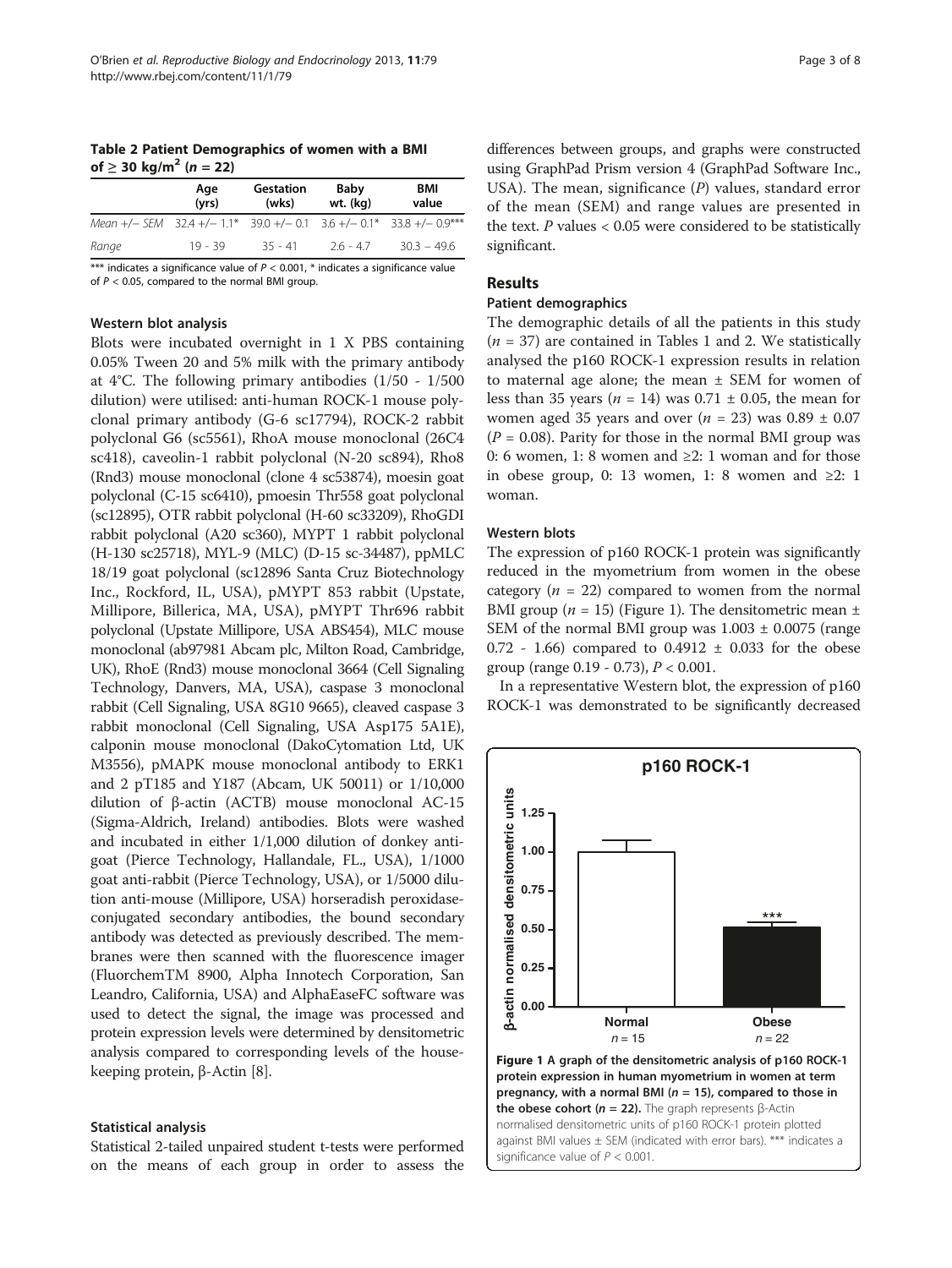**Table 2 Patient Demographics of women with a BMI of ≥ 30 kg/m$^2$ ($n$ = 22)**

| | Age (yrs) | Gestation (wks) | Baby wt. (kg) | BMI value |
|---|---|---|---|---|
| *Mean +/− SEM* | 32.4 +/− 1.1* | 39.0 +/− 0.1 | 3.6 +/− 0.1* | 33.8 +/− 0.9*** |
| *Range* | 19 - 39 | 35 - 41 | 2.6 - 4.7 | 30.3 – 49.6 |

*** indicates a significance value of $P < 0.001$, * indicates a significance value of $P < 0.05$, compared to the normal BMI group.

### Western blot analysis

Blots were incubated overnight in 1 X PBS containing 0.05% Tween 20 and 5% milk with the primary antibody at 4°C. The following primary antibodies (1/50 - 1/500 dilution) were utilised: anti-human ROCK-1 mouse polyclonal primary antibody (G-6 sc17794), ROCK-2 rabbit polyclonal G6 (sc5561), RhoA mouse monoclonal (26C4 sc418), caveolin-1 rabbit polyclonal (N-20 sc894), Rho8 (Rnd3) mouse monoclonal (clone 4 sc53874), moesin goat polyclonal (C-15 sc6410), pmoesin Thr558 goat polyclonal (sc12895), OTR rabbit polyclonal (H-60 sc33209), RhoGDI rabbit polyclonal (A20 sc360), MYPT 1 rabbit polyclonal (H-130 sc25718), MYL-9 (MLC) (D-15 sc-34487), ppMLC 18/19 goat polyclonal (sc12896 Santa Cruz Biotechnology Inc., Rockford, IL, USA), pMYPT 853 rabbit (Upstate, Millipore, Billerica, MA, USA), pMYPT Thr696 rabbit polyclonal (Upstate Millipore, USA ABS454), MLC mouse monoclonal (ab97981 Abcam plc, Milton Road, Cambridge, UK), RhoE (Rnd3) mouse monoclonal 3664 (Cell Signaling Technology, Danvers, MA, USA), caspase 3 monoclonal rabbit (Cell Signaling, USA 8G10 9665), cleaved caspase 3 rabbit monoclonal (Cell Signaling, USA Asp175 5A1E), calponin mouse monoclonal (DakoCytomation Ltd, UK M3556), pMAPK mouse monoclonal antibody to ERK1 and 2 pT185 and Y187 (Abcam, UK 50011) or 1/10,000 dilution of β-actin (ACTB) mouse monoclonal AC-15 (Sigma-Aldrich, Ireland) antibodies. Blots were washed and incubated in either 1/1,000 dilution of donkey anti-goat (Pierce Technology, Hallandale, FL., USA), 1/1000 goat anti-rabbit (Pierce Technology, USA), or 1/5000 dilution anti-mouse (Millipore, USA) horseradish peroxidase-conjugated secondary antibodies, the bound secondary antibody was detected as previously described. The membranes were then scanned with the fluorescence imager (FluorchemTM 8900, Alpha Innotech Corporation, San Leandro, California, USA) and AlphaEaseFC software was used to detect the signal, the image was processed and protein expression levels were determined by densitometric analysis compared to corresponding levels of the housekeeping protein, β-Actin [8].

### Statistical analysis

Statistical 2-tailed unpaired student t-tests were performed on the means of each group in order to assess the differences between groups, and graphs were constructed using GraphPad Prism version 4 (GraphPad Software Inc., USA). The mean, significance ($P$) values, standard error of the mean (SEM) and range values are presented in the text. $P$ values < 0.05 were considered to be statistically significant.

## Results

### Patient demographics

The demographic details of all the patients in this study ($n$ = 37) are contained in Tables 1 and 2. We statistically analysed the p160 ROCK-1 expression results in relation to maternal age alone; the mean ± SEM for women of less than 35 years ($n$ = 14) was 0.71 ± 0.05, the mean for women aged 35 years and over ($n$ = 23) was 0.89 ± 0.07 ($P$ = 0.08). Parity for those in the normal BMI group was 0: 6 women, 1: 8 women and ≥2: 1 woman and for those in obese group, 0: 13 women, 1: 8 women and ≥2: 1 woman.

### Western blots

The expression of p160 ROCK-1 protein was significantly reduced in the myometrium from women in the obese category ($n$ = 22) compared to women from the normal BMI group ($n$ = 15) (Figure 1). The densitometric mean ± SEM of the normal BMI group was 1.003 ± 0.0075 (range 0.72 - 1.66) compared to 0.4912 ± 0.033 for the obese group (range 0.19 - 0.73), $P$ < 0.001.

In a representative Western blot, the expression of p160 ROCK-1 was demonstrated to be significantly decreased

**Figure 1 A graph of the densitometric analysis of p160 ROCK-1 protein expression in human myometrium in women at term pregnancy, with a normal BMI ($n$ = 15), compared to those in the obese cohort ($n$ = 22).** The graph represents β-Actin normalised densitometric units of p160 ROCK-1 protein plotted against BMI values ± SEM (indicated with error bars). *** indicates a significance value of $P$ < 0.001.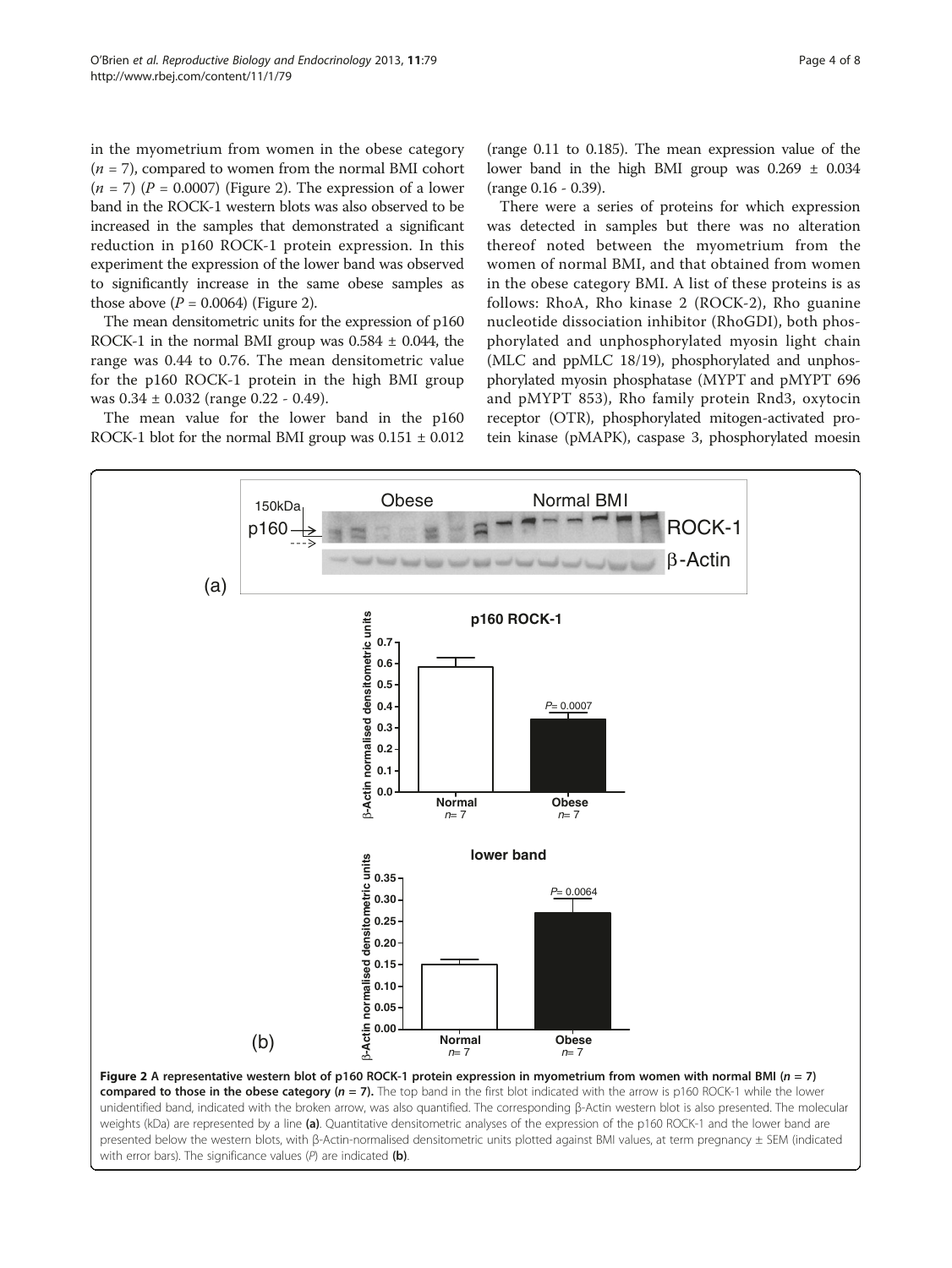in the myometrium from women in the obese category ($n = 7$), compared to women from the normal BMI cohort ($n = 7$) ($P = 0.0007$) (Figure 2). The expression of a lower band in the ROCK-1 western blots was also observed to be increased in the samples that demonstrated a significant reduction in p160 ROCK-1 protein expression. In this experiment the expression of the lower band was observed to significantly increase in the same obese samples as those above ($P = 0.0064$) (Figure 2).

The mean densitometric units for the expression of p160 ROCK-1 in the normal BMI group was $0.584 \pm 0.044$, the range was 0.44 to 0.76. The mean densitometric value for the p160 ROCK-1 protein in the high BMI group was $0.34 \pm 0.032$ (range 0.22 - 0.49).

The mean value for the lower band in the p160 ROCK-1 blot for the normal BMI group was $0.151 \pm 0.012$ (range 0.11 to 0.185). The mean expression value of the lower band in the high BMI group was $0.269 \pm 0.034$ (range 0.16 - 0.39).

There were a series of proteins for which expression was detected in samples but there was no alteration thereof noted between the myometrium from the women of normal BMI, and that obtained from women in the obese category BMI. A list of these proteins is as follows: RhoA, Rho kinase 2 (ROCK-2), Rho guanine nucleotide dissociation inhibitor (RhoGDI), both phosphorylated and unphosphorylated myosin light chain (MLC and ppMLC 18/19), phosphorylated and unphosphorylated myosin phosphatase (MYPT and pMYPT 696 and pMYPT 853), Rho family protein Rnd3, oxytocin receptor (OTR), phosphorylated mitogen-activated protein kinase (pMAPK), caspase 3, phosphorylated moesin

**Figure 2 A representative western blot of p160 ROCK-1 protein expression in myometrium from women with normal BMI ($n = 7$) compared to those in the obese category ($n = 7$).** The top band in the first blot indicated with the arrow is p160 ROCK-1 while the lower unidentified band, indicated with the broken arrow, was also quantified. The corresponding β-Actin western blot is also presented. The molecular weights (kDa) are represented by a line **(a)**. Quantitative densitometric analyses of the expression of the p160 ROCK-1 and the lower band are presented below the western blots, with β-Actin-normalised densitometric units plotted against BMI values, at term pregnancy ± SEM (indicated with error bars). The significance values ($P$) are indicated **(b)**.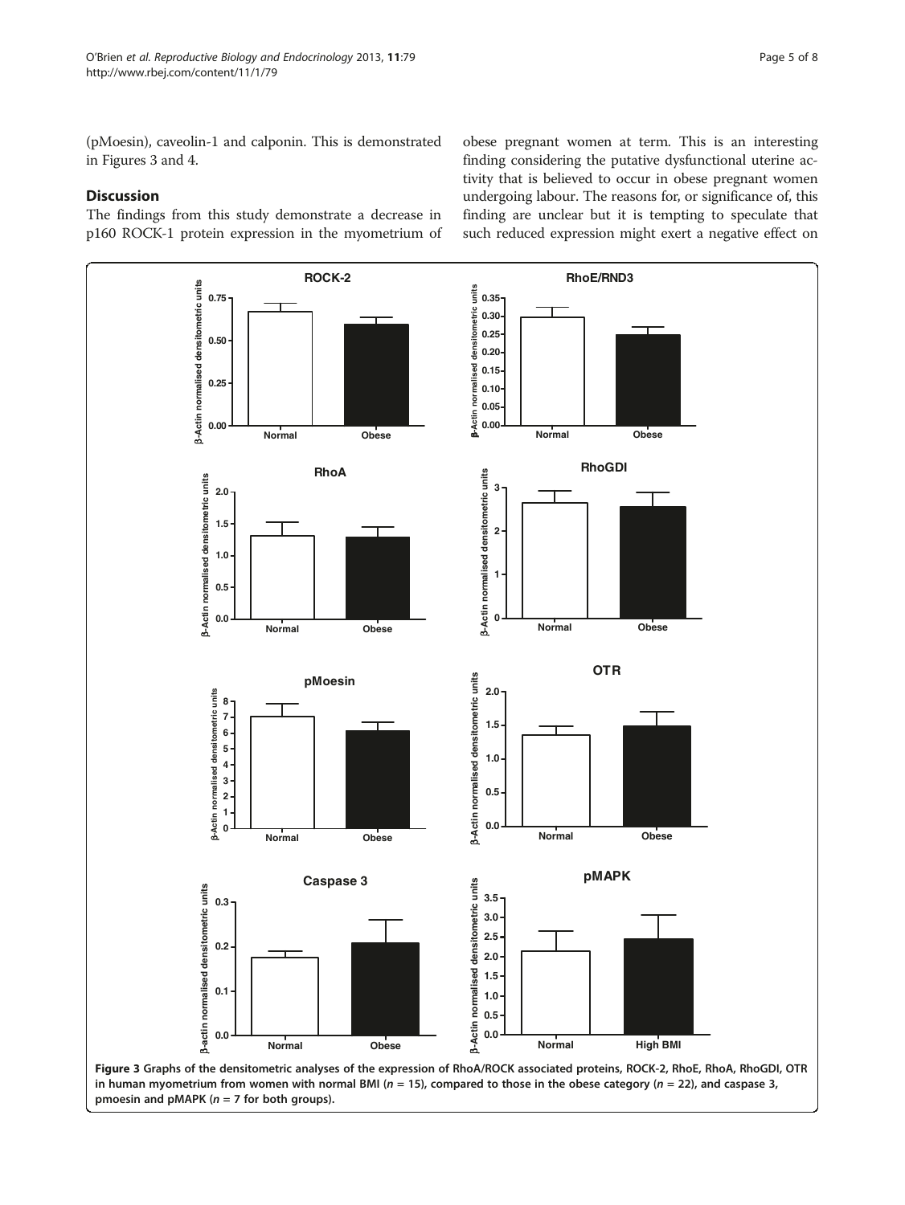(pMoesin), caveolin-1 and calponin. This is demonstrated in Figures 3 and 4.

## Discussion

The findings from this study demonstrate a decrease in p160 ROCK-1 protein expression in the myometrium of obese pregnant women at term. This is an interesting finding considering the putative dysfunctional uterine activity that is believed to occur in obese pregnant women undergoing labour. The reasons for, or significance of, this finding are unclear but it is tempting to speculate that such reduced expression might exert a negative effect on

**Figure 3** Graphs of the densitometric analyses of the expression of RhoA/ROCK associated proteins, ROCK-2, RhoE, RhoA, RhoGDI, OTR in human myometrium from women with normal BMI ($n$ = 15), compared to those in the obese category ($n$ = 22), and caspase 3, pmoesin and pMAPK ($n$ = 7 for both groups).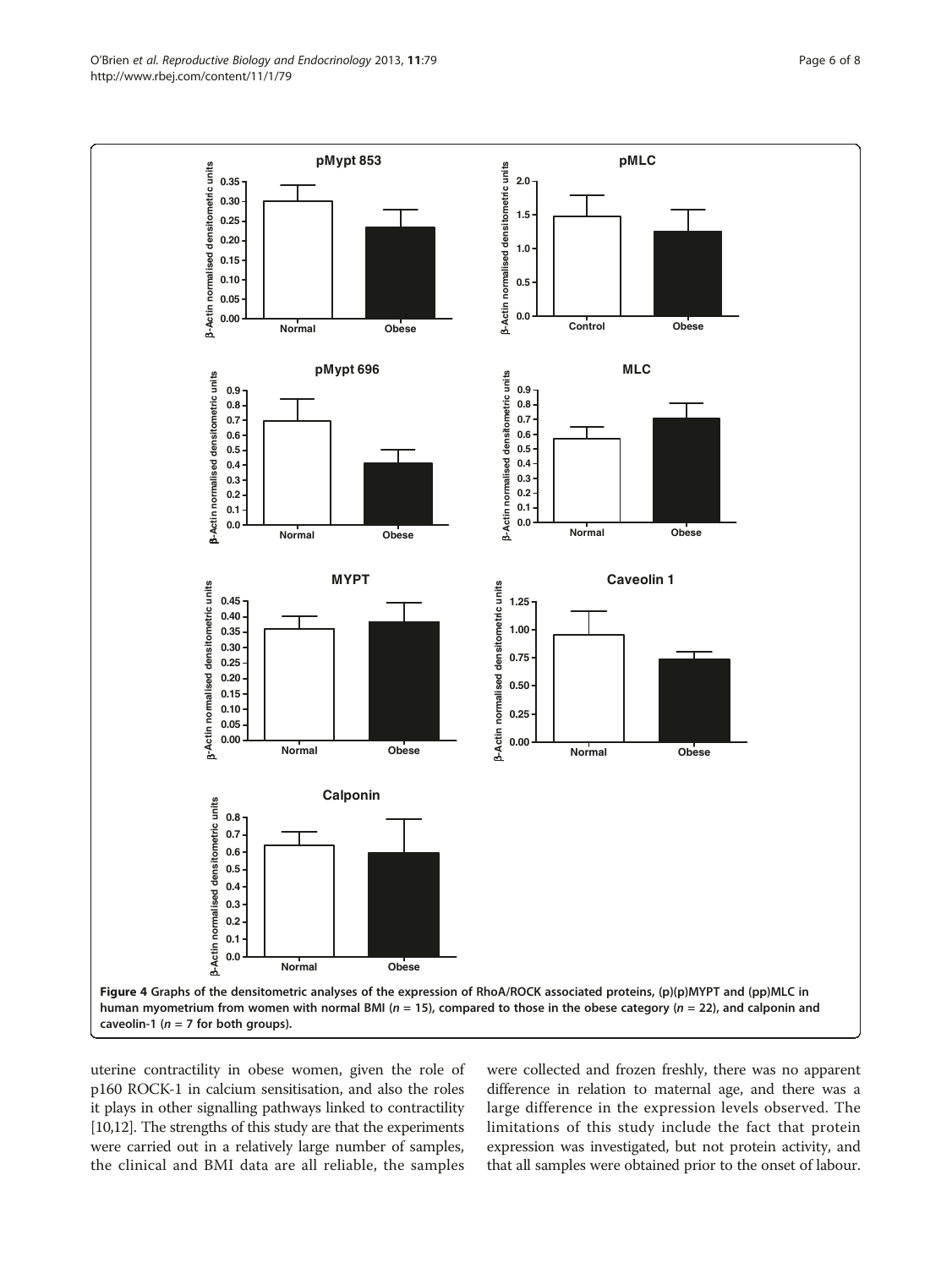Figure 4 Graphs of the densitometric analyses of the expression of RhoA/ROCK associated proteins, (p)(p)MYPT and (pp)MLC in human myometrium from women with normal BMI ($n$ = 15), compared to those in the obese category ($n$ = 22), and calponin and caveolin-1 ($n$ = 7 for both groups).

uterine contractility in obese women, given the role of p160 ROCK-1 in calcium sensitisation, and also the roles it plays in other signalling pathways linked to contractility [10,12]. The strengths of this study are that the experiments were carried out in a relatively large number of samples, the clinical and BMI data are all reliable, the samples were collected and frozen freshly, there was no apparent difference in relation to maternal age, and there was a large difference in the expression levels observed. The limitations of this study include the fact that protein expression was investigated, but not protein activity, and that all samples were obtained prior to the onset of labour.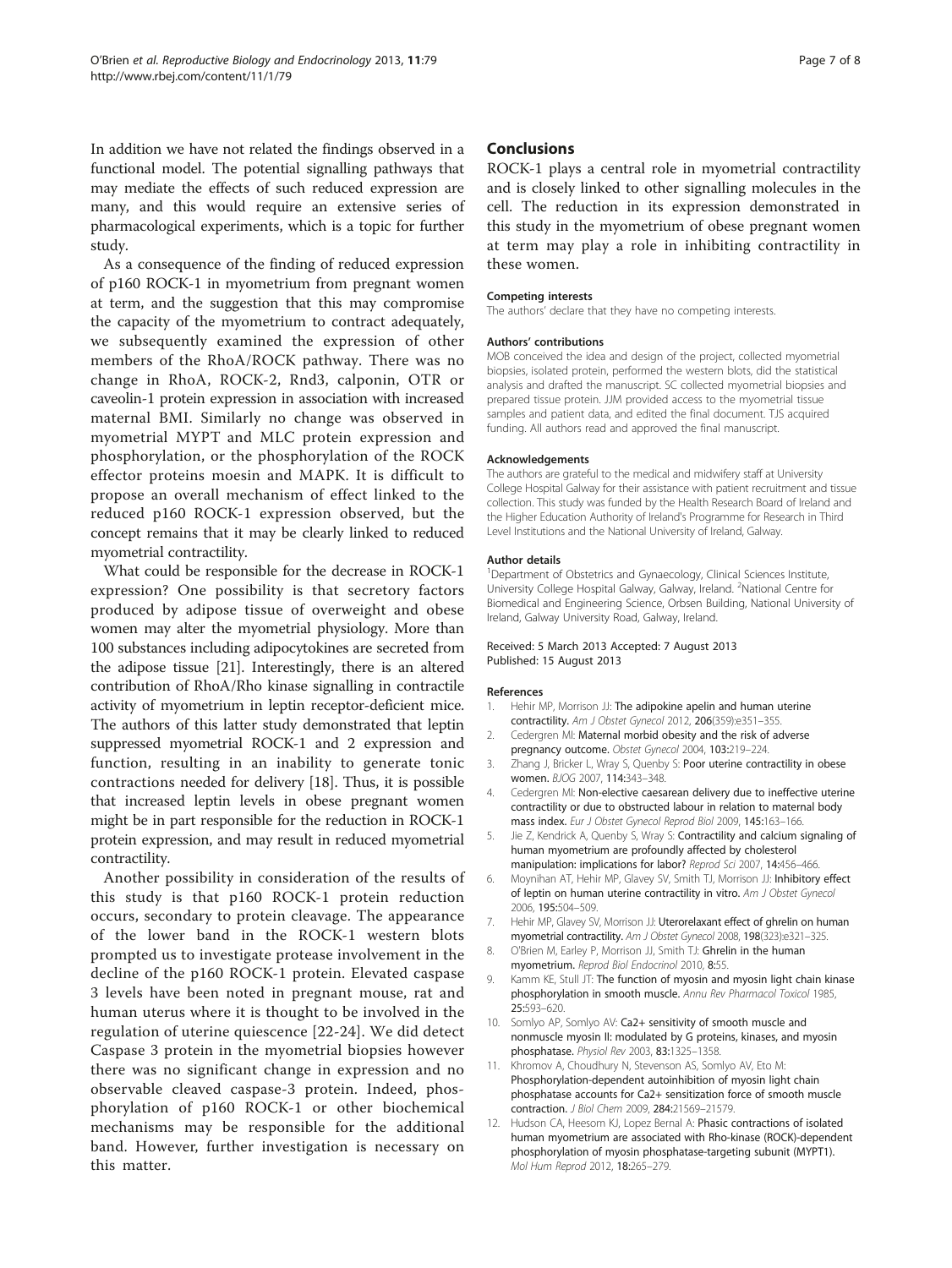In addition we have not related the findings observed in a functional model. The potential signalling pathways that may mediate the effects of such reduced expression are many, and this would require an extensive series of pharmacological experiments, which is a topic for further study.

As a consequence of the finding of reduced expression of p160 ROCK-1 in myometrium from pregnant women at term, and the suggestion that this may compromise the capacity of the myometrium to contract adequately, we subsequently examined the expression of other members of the RhoA/ROCK pathway. There was no change in RhoA, ROCK-2, Rnd3, calponin, OTR or caveolin-1 protein expression in association with increased maternal BMI. Similarly no change was observed in myometrial MYPT and MLC protein expression and phosphorylation, or the phosphorylation of the ROCK effector proteins moesin and MAPK. It is difficult to propose an overall mechanism of effect linked to the reduced p160 ROCK-1 expression observed, but the concept remains that it may be clearly linked to reduced myometrial contractility.

What could be responsible for the decrease in ROCK-1 expression? One possibility is that secretory factors produced by adipose tissue of overweight and obese women may alter the myometrial physiology. More than 100 substances including adipocytokines are secreted from the adipose tissue [21]. Interestingly, there is an altered contribution of RhoA/Rho kinase signalling in contractile activity of myometrium in leptin receptor-deficient mice. The authors of this latter study demonstrated that leptin suppressed myometrial ROCK-1 and 2 expression and function, resulting in an inability to generate tonic contractions needed for delivery [18]. Thus, it is possible that increased leptin levels in obese pregnant women might be in part responsible for the reduction in ROCK-1 protein expression, and may result in reduced myometrial contractility.

Another possibility in consideration of the results of this study is that p160 ROCK-1 protein reduction occurs, secondary to protein cleavage. The appearance of the lower band in the ROCK-1 western blots prompted us to investigate protease involvement in the decline of the p160 ROCK-1 protein. Elevated caspase 3 levels have been noted in pregnant mouse, rat and human uterus where it is thought to be involved in the regulation of uterine quiescence [22-24]. We did detect Caspase 3 protein in the myometrial biopsies however there was no significant change in expression and no observable cleaved caspase-3 protein. Indeed, phosphorylation of p160 ROCK-1 or other biochemical mechanisms may be responsible for the additional band. However, further investigation is necessary on this matter.

## Conclusions

ROCK-1 plays a central role in myometrial contractility and is closely linked to other signalling molecules in the cell. The reduction in its expression demonstrated in this study in the myometrium of obese pregnant women at term may play a role in inhibiting contractility in these women.

#### Competing interests

The authors' declare that they have no competing interests.

#### Authors' contributions

MOB conceived the idea and design of the project, collected myometrial biopsies, isolated protein, performed the western blots, did the statistical analysis and drafted the manuscript. SC collected myometrial biopsies and prepared tissue protein. JJM provided access to the myometrial tissue samples and patient data, and edited the final document. TJS acquired funding. All authors read and approved the final manuscript.

#### Acknowledgements

The authors are grateful to the medical and midwifery staff at University College Hospital Galway for their assistance with patient recruitment and tissue collection. This study was funded by the Health Research Board of Ireland and the Higher Education Authority of Ireland's Programme for Research in Third Level Institutions and the National University of Ireland, Galway.

#### Author details

[1]Department of Obstetrics and Gynaecology, Clinical Sciences Institute, University College Hospital Galway, Galway, Ireland. [2]National Centre for Biomedical and Engineering Science, Orbsen Building, National University of Ireland, Galway University Road, Galway, Ireland.

Received: 5 March 2013 Accepted: 7 August 2013
Published: 15 August 2013

#### References

1. Hehir MP, Morrison JJ: **The adipokine apelin and human uterine contractility.** *Am J Obstet Gynecol* 2012, **206**(359):e351–355.
2. Cedergren MI: **Maternal morbid obesity and the risk of adverse pregnancy outcome.** *Obstet Gynecol* 2004, **103:**219–224.
3. Zhang J, Bricker L, Wray S, Quenby S: **Poor uterine contractility in obese women.** *BJOG* 2007, **114:**343–348.
4. Cedergren MI: **Non-elective caesarean delivery due to ineffective uterine contractility or due to obstructed labour in relation to maternal body mass index.** *Eur J Obstet Gynecol Reprod Biol* 2009, **145:**163–166.
5. Jie Z, Kendrick A, Quenby S, Wray S: **Contractility and calcium signaling of human myometrium are profoundly affected by cholesterol manipulation: implications for labor?** *Reprod Sci* 2007, **14:**456–466.
6. Moynihan AT, Hehir MP, Glavey SV, Smith TJ, Morrison JJ: **Inhibitory effect of leptin on human uterine contractility in vitro.** *Am J Obstet Gynecol* 2006, **195:**504–509.
7. Hehir MP, Glavey SV, Morrison JJ: **Uterorelaxant effect of ghrelin on human myometrial contractility.** *Am J Obstet Gynecol* 2008, **198**(323):e321–325.
8. O'Brien M, Earley P, Morrison JJ, Smith TJ: **Ghrelin in the human myometrium.** *Reprod Biol Endocrinol* 2010, **8:**55.
9. Kamm KE, Stull JT: **The function of myosin and myosin light chain kinase phosphorylation in smooth muscle.** *Annu Rev Pharmacol Toxicol* 1985, **25:**593–620.
10. Somlyo AP, Somlyo AV: **Ca2+ sensitivity of smooth muscle and nonmuscle myosin II: modulated by G proteins, kinases, and myosin phosphatase.** *Physiol Rev* 2003, **83:**1325–1358.
11. Khromov A, Choudhury N, Stevenson AS, Somlyo AV, Eto M: **Phosphorylation-dependent autoinhibition of myosin light chain phosphatase accounts for Ca2+ sensitization force of smooth muscle contraction.** *J Biol Chem* 2009, **284:**21569–21579.
12. Hudson CA, Heesom KJ, Lopez Bernal A: **Phasic contractions of isolated human myometrium are associated with Rho-kinase (ROCK)-dependent phosphorylation of myosin phosphatase-targeting subunit (MYPT1).** *Mol Hum Reprod* 2012, **18:**265–279.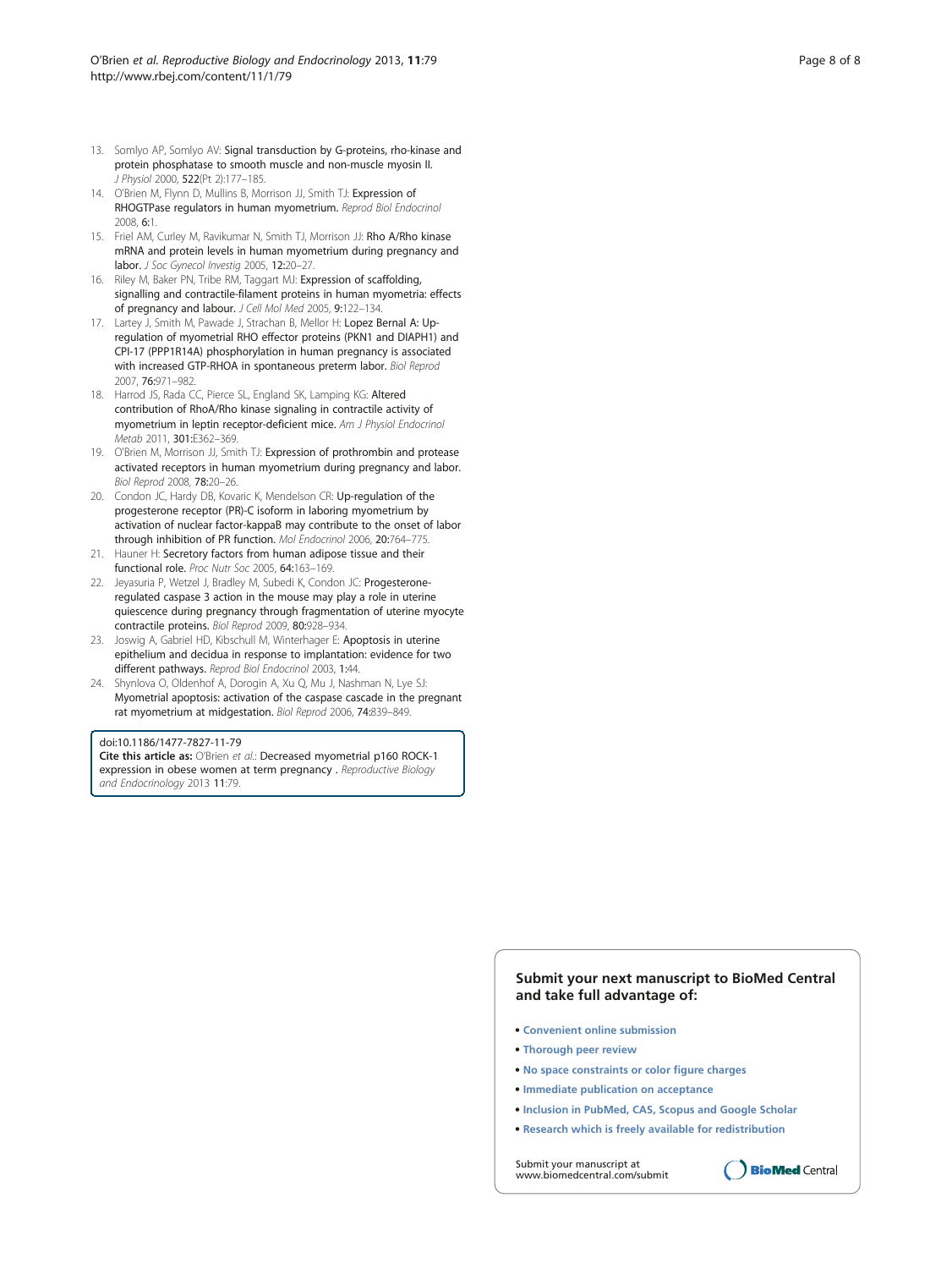13. Somlyo AP, Somlyo AV: **Signal transduction by G-proteins, rho-kinase and protein phosphatase to smooth muscle and non-muscle myosin II.** *J Physiol* 2000, **522**(Pt 2):177–185.
14. O'Brien M, Flynn D, Mullins B, Morrison JJ, Smith TJ: **Expression of RHOGTPase regulators in human myometrium.** *Reprod Biol Endocrinol* 2008, **6**:1.
15. Friel AM, Curley M, Ravikumar N, Smith TJ, Morrison JJ: **Rho A/Rho kinase mRNA and protein levels in human myometrium during pregnancy and labor.** *J Soc Gynecol Investig* 2005, **12**:20–27.
16. Riley M, Baker PN, Tribe RM, Taggart MJ: **Expression of scaffolding, signalling and contractile-filament proteins in human myometria: effects of pregnancy and labour.** *J Cell Mol Med* 2005, **9**:122–134.
17. Lartey J, Smith M, Pawade J, Strachan B, Mellor H: **Lopez Bernal A: Up-regulation of myometrial RHO effector proteins (PKN1 and DIAPH1) and CPI-17 (PPP1R14A) phosphorylation in human pregnancy is associated with increased GTP-RHOA in spontaneous preterm labor.** *Biol Reprod* 2007, **76**:971–982.
18. Harrod JS, Rada CC, Pierce SL, England SK, Lamping KG: **Altered contribution of RhoA/Rho kinase signaling in contractile activity of myometrium in leptin receptor-deficient mice.** *Am J Physiol Endocrinol Metab* 2011, **301**:E362–369.
19. O'Brien M, Morrison JJ, Smith TJ: **Expression of prothrombin and protease activated receptors in human myometrium during pregnancy and labor.** *Biol Reprod* 2008, **78**:20–26.
20. Condon JC, Hardy DB, Kovaric K, Mendelson CR: **Up-regulation of the progesterone receptor (PR)-C isoform in laboring myometrium by activation of nuclear factor-kappaB may contribute to the onset of labor through inhibition of PR function.** *Mol Endocrinol* 2006, **20**:764–775.
21. Hauner H: **Secretory factors from human adipose tissue and their functional role.** *Proc Nutr Soc* 2005, **64**:163–169.
22. Jeyasuria P, Wetzel J, Bradley M, Subedi K, Condon JC: **Progesterone-regulated caspase 3 action in the mouse may play a role in uterine quiescence during pregnancy through fragmentation of uterine myocyte contractile proteins.** *Biol Reprod* 2009, **80**:928–934.
23. Joswig A, Gabriel HD, Kibschull M, Winterhager E: **Apoptosis in uterine epithelium and decidua in response to implantation: evidence for two different pathways.** *Reprod Biol Endocrinol* 2003, **1**:44.
24. Shynlova O, Oldenhof A, Dorogin A, Xu Q, Mu J, Nashman N, Lye SJ: **Myometrial apoptosis: activation of the caspase cascade in the pregnant rat myometrium at midgestation.** *Biol Reprod* 2006, **74**:839–849.

doi:10.1186/1477-7827-11-79
**Cite this article as:** O'Brien *et al.*: Decreased myometrial p160 ROCK-1 expression in obese women at term pregnancy . *Reproductive Biology and Endocrinology* 2013 **11**:79.

**Submit your next manuscript to BioMed Central and take full advantage of:**

- **Convenient online submission**
- **Thorough peer review**
- **No space constraints or color figure charges**
- **Immediate publication on acceptance**
- **Inclusion in PubMed, CAS, Scopus and Google Scholar**
- **Research which is freely available for redistribution**

Submit your manuscript at
www.biomedcentral.com/submit

BioMed Central